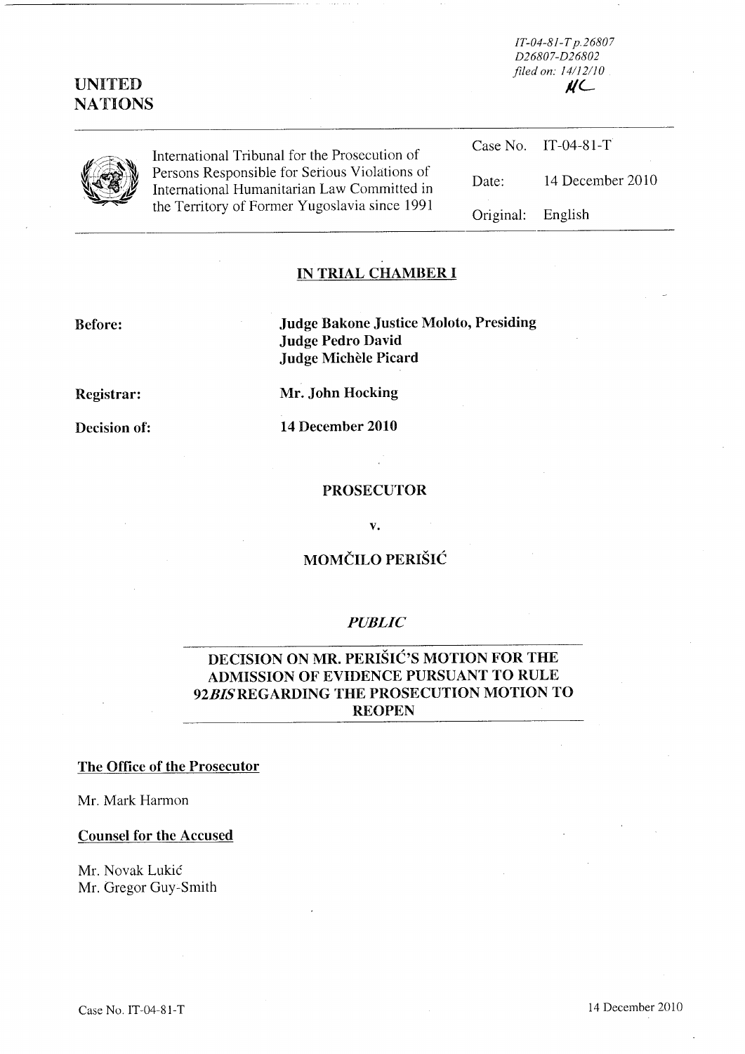IT-04-81-T p.26807
D26807-D26802
filed on: 14/12/10

UNITED NATIONS

International Tribunal for the Prosecution of Persons Responsible for Serious Violations of International Humanitarian Law Committed in the Territory of Former Yugoslavia since 1991

| | |
|---|---|
| Case No. | IT-04-81-T |
| Date: | 14 December 2010 |
| Original: | English |

## IN TRIAL CHAMBER I

**Before:** **Judge Bakone Justice Moloto, Presiding**
**Judge Pedro David**
**Judge Michèle Picard**

**Registrar:** **Mr. John Hocking**

**Decision of:** **14 December 2010**

**PROSECUTOR**

**v.**

**MOMČILO PERIŠIĆ**

***PUBLIC***

# DECISION ON MR. PERIŠIĆ'S MOTION FOR THE ADMISSION OF EVIDENCE PURSUANT TO RULE 92*BIS* REGARDING THE PROSECUTION MOTION TO REOPEN

**The Office of the Prosecutor**

Mr. Mark Harmon

**Counsel for the Accused**

Mr. Novak Lukić
Mr. Gregor Guy-Smith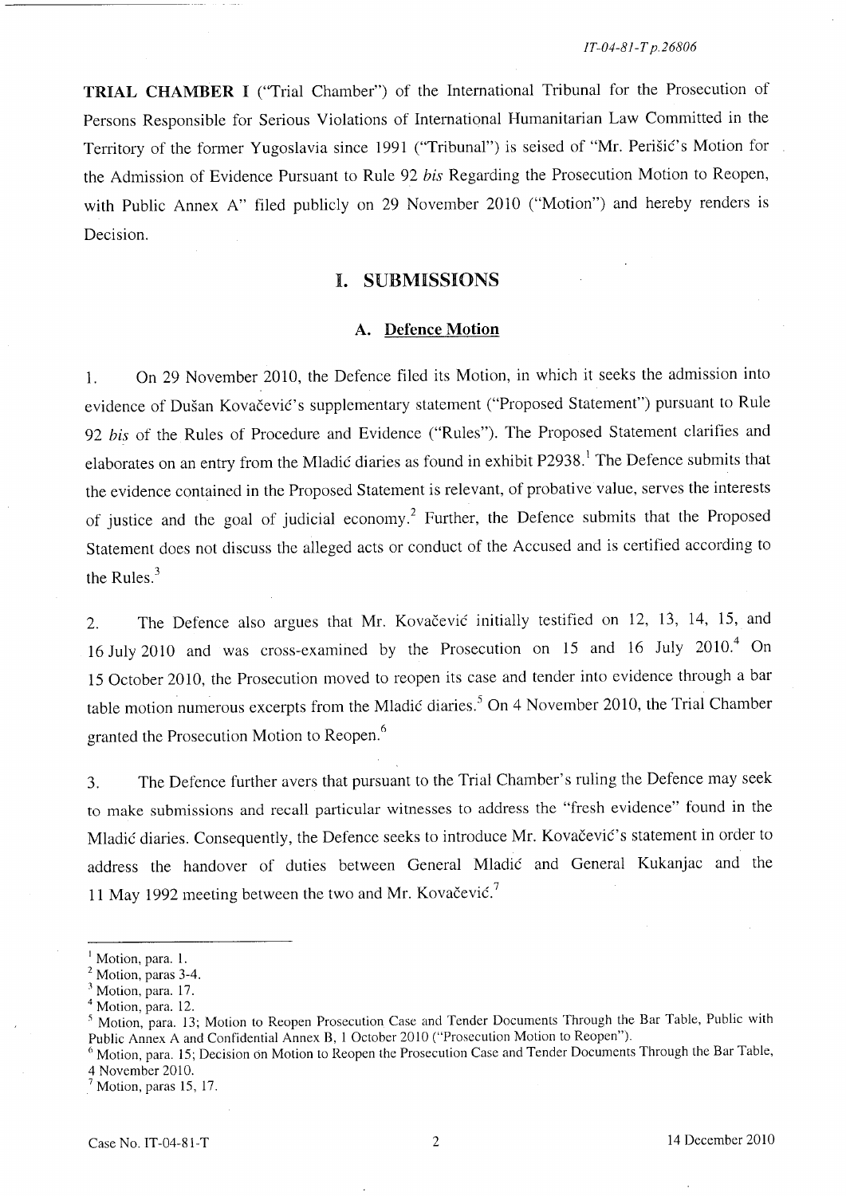**TRIAL CHAMBER I** ("Trial Chamber") of the International Tribunal for the Prosecution of Persons Responsible for Serious Violations of International Humanitarian Law Committed in the Territory of the former Yugoslavia since 1991 ("Tribunal") is seised of "Mr. Perišić's Motion for the Admission of Evidence Pursuant to Rule 92 *bis* Regarding the Prosecution Motion to Reopen, with Public Annex A" filed publicly on 29 November 2010 ("Motion") and hereby renders is Decision.

## I. SUBMISSIONS

### A. Defence Motion

1. On 29 November 2010, the Defence filed its Motion, in which it seeks the admission into evidence of Dušan Kovačević's supplementary statement ("Proposed Statement") pursuant to Rule 92 *bis* of the Rules of Procedure and Evidence ("Rules"). The Proposed Statement clarifies and elaborates on an entry from the Mladić diaries as found in exhibit P2938.[1] The Defence submits that the evidence contained in the Proposed Statement is relevant, of probative value, serves the interests of justice and the goal of judicial economy.[2] Further, the Defence submits that the Proposed Statement does not discuss the alleged acts or conduct of the Accused and is certified according to the Rules.[3]

2. The Defence also argues that Mr. Kovačević initially testified on 12, 13, 14, 15, and 16 July 2010 and was cross-examined by the Prosecution on 15 and 16 July 2010.[4] On 15 October 2010, the Prosecution moved to reopen its case and tender into evidence through a bar table motion numerous excerpts from the Mladić diaries.[5] On 4 November 2010, the Trial Chamber granted the Prosecution Motion to Reopen.[6]

3. The Defence further avers that pursuant to the Trial Chamber's ruling the Defence may seek to make submissions and recall particular witnesses to address the "fresh evidence" found in the Mladić diaries. Consequently, the Defence seeks to introduce Mr. Kovačević's statement in order to address the handover of duties between General Mladić and General Kukanjac and the 11 May 1992 meeting between the two and Mr. Kovačević.[7]

---

[1] Motion, para. 1.
[2] Motion, paras 3-4.
[3] Motion, para. 17.
[4] Motion, para. 12.
[5] Motion, para. 13; Motion to Reopen Prosecution Case and Tender Documents Through the Bar Table, Public with Public Annex A and Confidential Annex B, 1 October 2010 ("Prosecution Motion to Reopen").
[6] Motion, para. 15; Decision on Motion to Reopen the Prosecution Case and Tender Documents Through the Bar Table, 4 November 2010.
[7] Motion, paras 15, 17.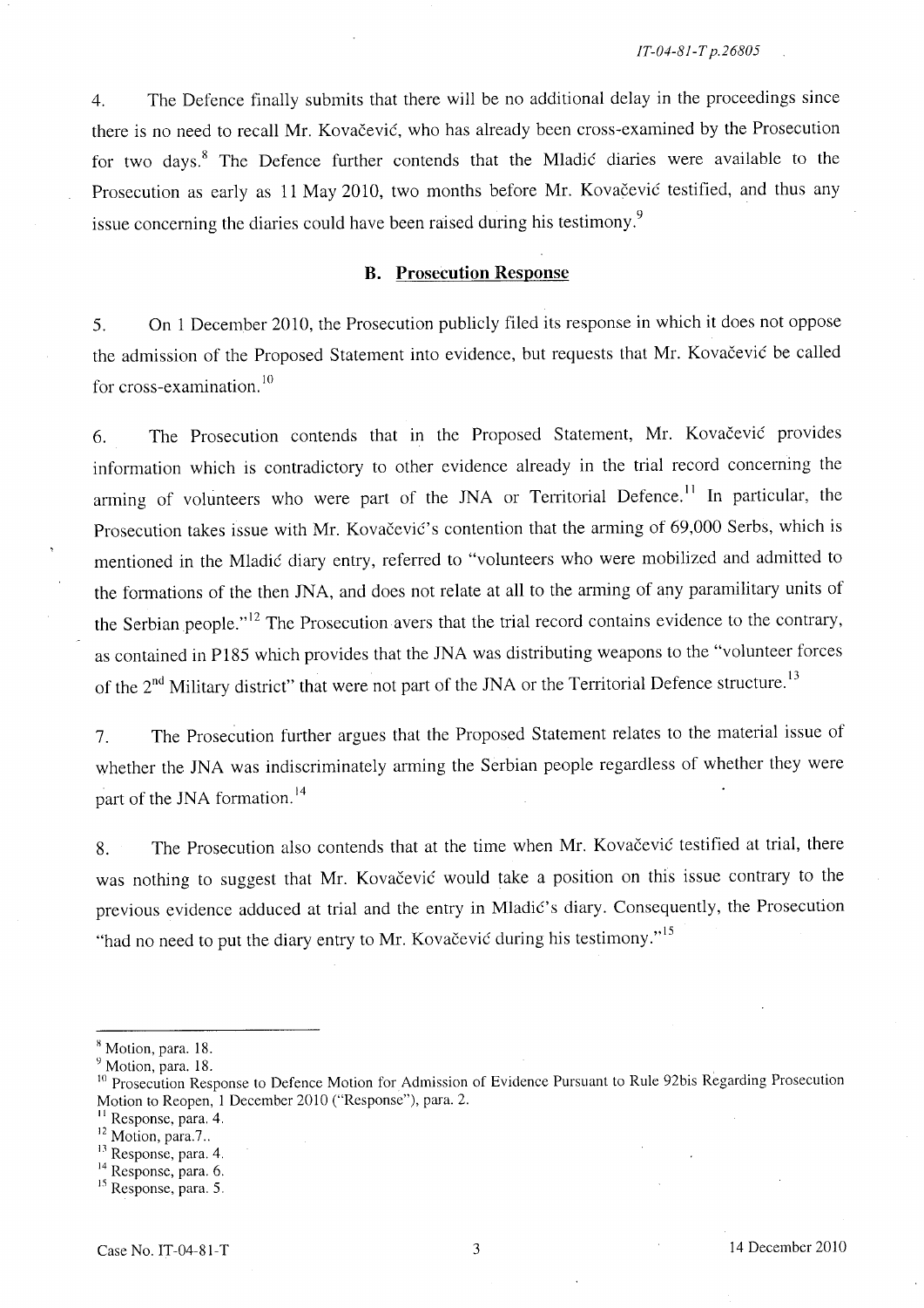4. The Defence finally submits that there will be no additional delay in the proceedings since there is no need to recall Mr. Kovačević, who has already been cross-examined by the Prosecution for two days.[8] The Defence further contends that the Mladić diaries were available to the Prosecution as early as 11 May 2010, two months before Mr. Kovačević testified, and thus any issue concerning the diaries could have been raised during his testimony.[9]

### B. Prosecution Response

5. On 1 December 2010, the Prosecution publicly filed its response in which it does not oppose the admission of the Proposed Statement into evidence, but requests that Mr. Kovačević be called for cross-examination.[10]

6. The Prosecution contends that in the Proposed Statement, Mr. Kovačević provides information which is contradictory to other evidence already in the trial record concerning the arming of volunteers who were part of the JNA or Territorial Defence.[11] In particular, the Prosecution takes issue with Mr. Kovačević's contention that the arming of 69,000 Serbs, which is mentioned in the Mladić diary entry, referred to "volunteers who were mobilized and admitted to the formations of the then JNA, and does not relate at all to the arming of any paramilitary units of the Serbian people."[12] The Prosecution avers that the trial record contains evidence to the contrary, as contained in P185 which provides that the JNA was distributing weapons to the "volunteer forces of the 2nd Military district" that were not part of the JNA or the Territorial Defence structure.[13]

7. The Prosecution further argues that the Proposed Statement relates to the material issue of whether the JNA was indiscriminately arming the Serbian people regardless of whether they were part of the JNA formation.[14]

8. The Prosecution also contends that at the time when Mr. Kovačević testified at trial, there was nothing to suggest that Mr. Kovačević would take a position on this issue contrary to the previous evidence adduced at trial and the entry in Mladić's diary. Consequently, the Prosecution "had no need to put the diary entry to Mr. Kovačević during his testimony."[15]

---

[8] Motion, para. 18.

[9] Motion, para. 18.

[10] Prosecution Response to Defence Motion for Admission of Evidence Pursuant to Rule 92bis Regarding Prosecution Motion to Reopen, 1 December 2010 ("Response"), para. 2.

[11] Response, para. 4.

[12] Motion, para.7..

[13] Response, para. 4.

[14] Response, para. 6.

[15] Response, para. 5.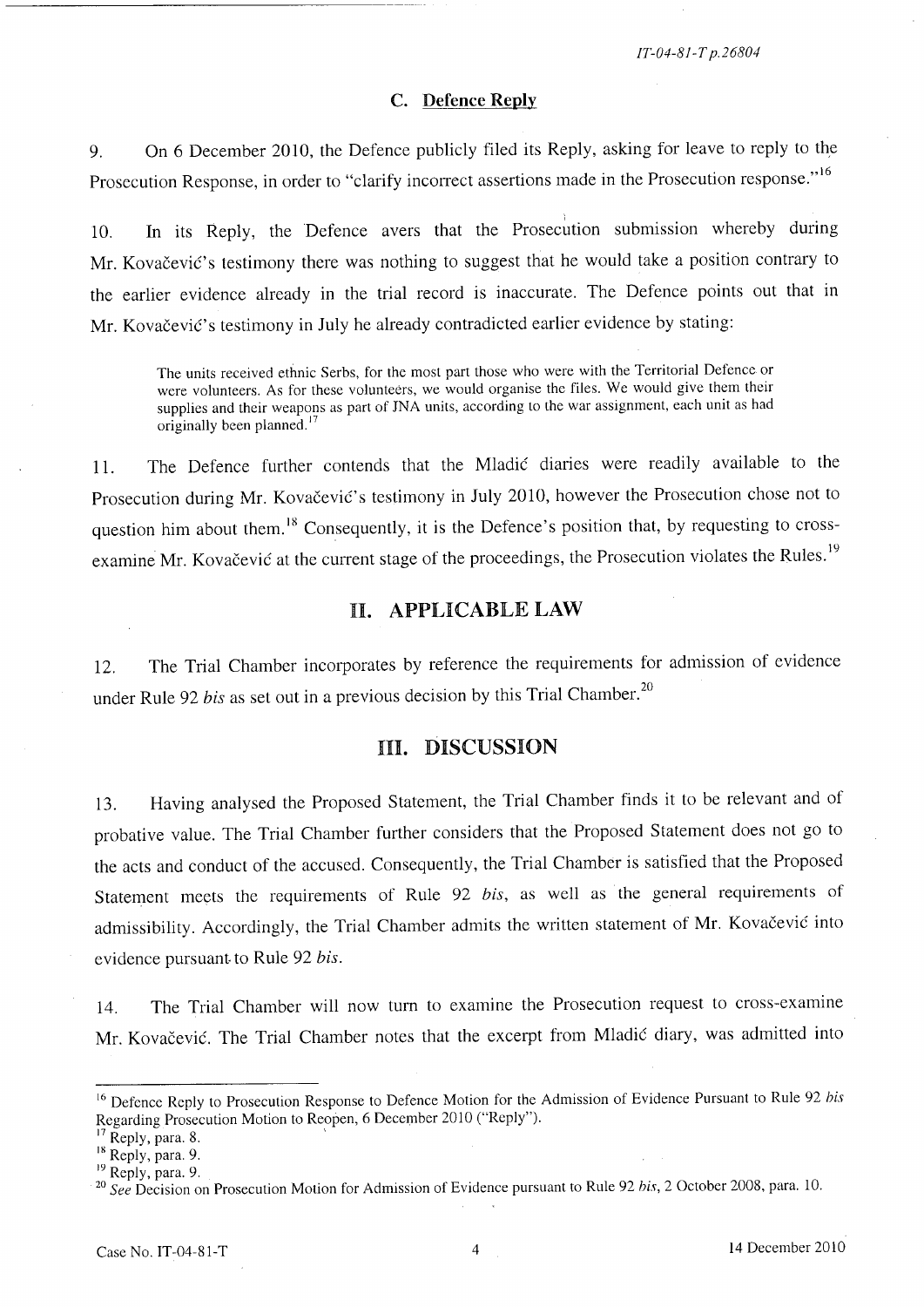### C. Defence Reply

9. On 6 December 2010, the Defence publicly filed its Reply, asking for leave to reply to the Prosecution Response, in order to "clarify incorrect assertions made in the Prosecution response."[16]

10. In its Reply, the Defence avers that the Prosecution submission whereby during Mr. Kovačević's testimony there was nothing to suggest that he would take a position contrary to the earlier evidence already in the trial record is inaccurate. The Defence points out that in Mr. Kovačević's testimony in July he already contradicted earlier evidence by stating:

> The units received ethnic Serbs, for the most part those who were with the Territorial Defence or were volunteers. As for these volunteers, we would organise the files. We would give them their supplies and their weapons as part of JNA units, according to the war assignment, each unit as had originally been planned.[17]

11. The Defence further contends that the Mladić diaries were readily available to the Prosecution during Mr. Kovačević's testimony in July 2010, however the Prosecution chose not to question him about them.[18] Consequently, it is the Defence's position that, by requesting to cross-examine Mr. Kovačević at the current stage of the proceedings, the Prosecution violates the Rules.[19]

## II. APPLICABLE LAW

12. The Trial Chamber incorporates by reference the requirements for admission of evidence under Rule 92 *bis* as set out in a previous decision by this Trial Chamber.[20]

## III. DISCUSSION

13. Having analysed the Proposed Statement, the Trial Chamber finds it to be relevant and of probative value. The Trial Chamber further considers that the Proposed Statement does not go to the acts and conduct of the accused. Consequently, the Trial Chamber is satisfied that the Proposed Statement meets the requirements of Rule 92 *bis*, as well as the general requirements of admissibility. Accordingly, the Trial Chamber admits the written statement of Mr. Kovačević into evidence pursuant to Rule 92 *bis*.

14. The Trial Chamber will now turn to examine the Prosecution request to cross-examine Mr. Kovačević. The Trial Chamber notes that the excerpt from Mladić diary, was admitted into

---

[16] Defence Reply to Prosecution Response to Defence Motion for the Admission of Evidence Pursuant to Rule 92 *bis* Regarding Prosecution Motion to Reopen, 6 December 2010 ("Reply").

[17] Reply, para. 8.

[18] Reply, para. 9.

[19] Reply, para. 9.

[20] *See* Decision on Prosecution Motion for Admission of Evidence pursuant to Rule 92 *bis*, 2 October 2008, para. 10.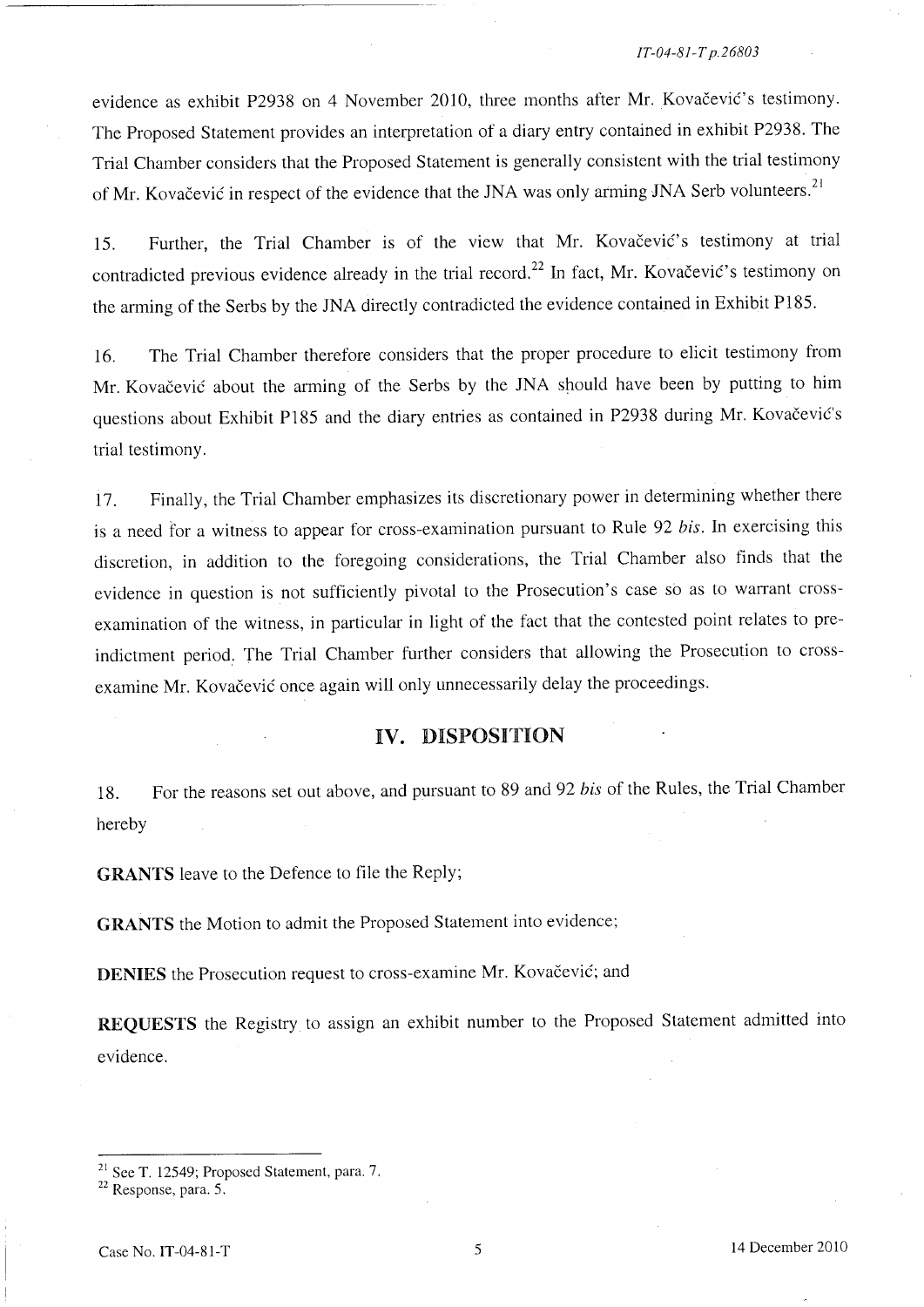evidence as exhibit P2938 on 4 November 2010, three months after Mr. Kovačević's testimony. The Proposed Statement provides an interpretation of a diary entry contained in exhibit P2938. The Trial Chamber considers that the Proposed Statement is generally consistent with the trial testimony of Mr. Kovačević in respect of the evidence that the JNA was only arming JNA Serb volunteers.[21]

15. Further, the Trial Chamber is of the view that Mr. Kovačević's testimony at trial contradicted previous evidence already in the trial record.[22] In fact, Mr. Kovačević's testimony on the arming of the Serbs by the JNA directly contradicted the evidence contained in Exhibit P185.

16. The Trial Chamber therefore considers that the proper procedure to elicit testimony from Mr. Kovačević about the arming of the Serbs by the JNA should have been by putting to him questions about Exhibit P185 and the diary entries as contained in P2938 during Mr. Kovačević's trial testimony.

17. Finally, the Trial Chamber emphasizes its discretionary power in determining whether there is a need for a witness to appear for cross-examination pursuant to Rule 92 *bis*. In exercising this discretion, in addition to the foregoing considerations, the Trial Chamber also finds that the evidence in question is not sufficiently pivotal to the Prosecution's case so as to warrant cross-examination of the witness, in particular in light of the fact that the contested point relates to pre-indictment period. The Trial Chamber further considers that allowing the Prosecution to cross-examine Mr. Kovačević once again will only unnecessarily delay the proceedings.

## IV. DISPOSITION

18. For the reasons set out above, and pursuant to 89 and 92 *bis* of the Rules, the Trial Chamber hereby

**GRANTS** leave to the Defence to file the Reply;

**GRANTS** the Motion to admit the Proposed Statement into evidence;

**DENIES** the Prosecution request to cross-examine Mr. Kovačević; and

**REQUESTS** the Registry to assign an exhibit number to the Proposed Statement admitted into evidence.

---

[21] See T. 12549; Proposed Statement, para. 7.

[22] Response, para. 5.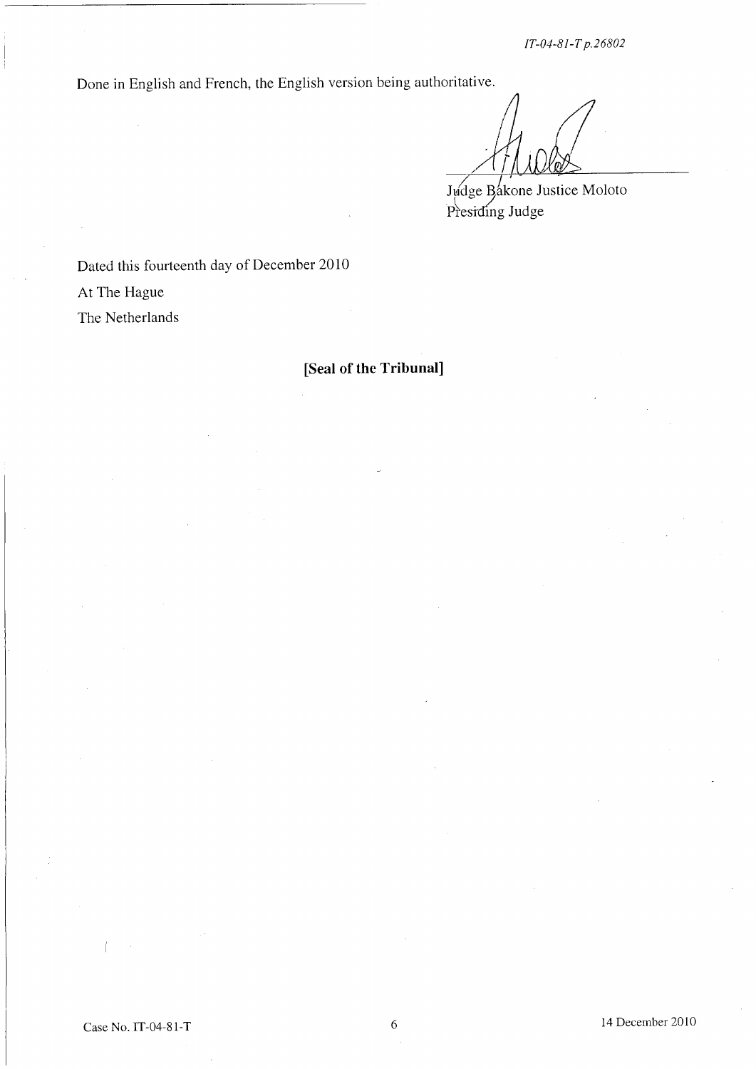Done in English and French, the English version being authoritative.

Judge Bakone Justice Moloto
Presiding Judge

Dated this fourteenth day of December 2010
At The Hague
The Netherlands

**[Seal of the Tribunal]**